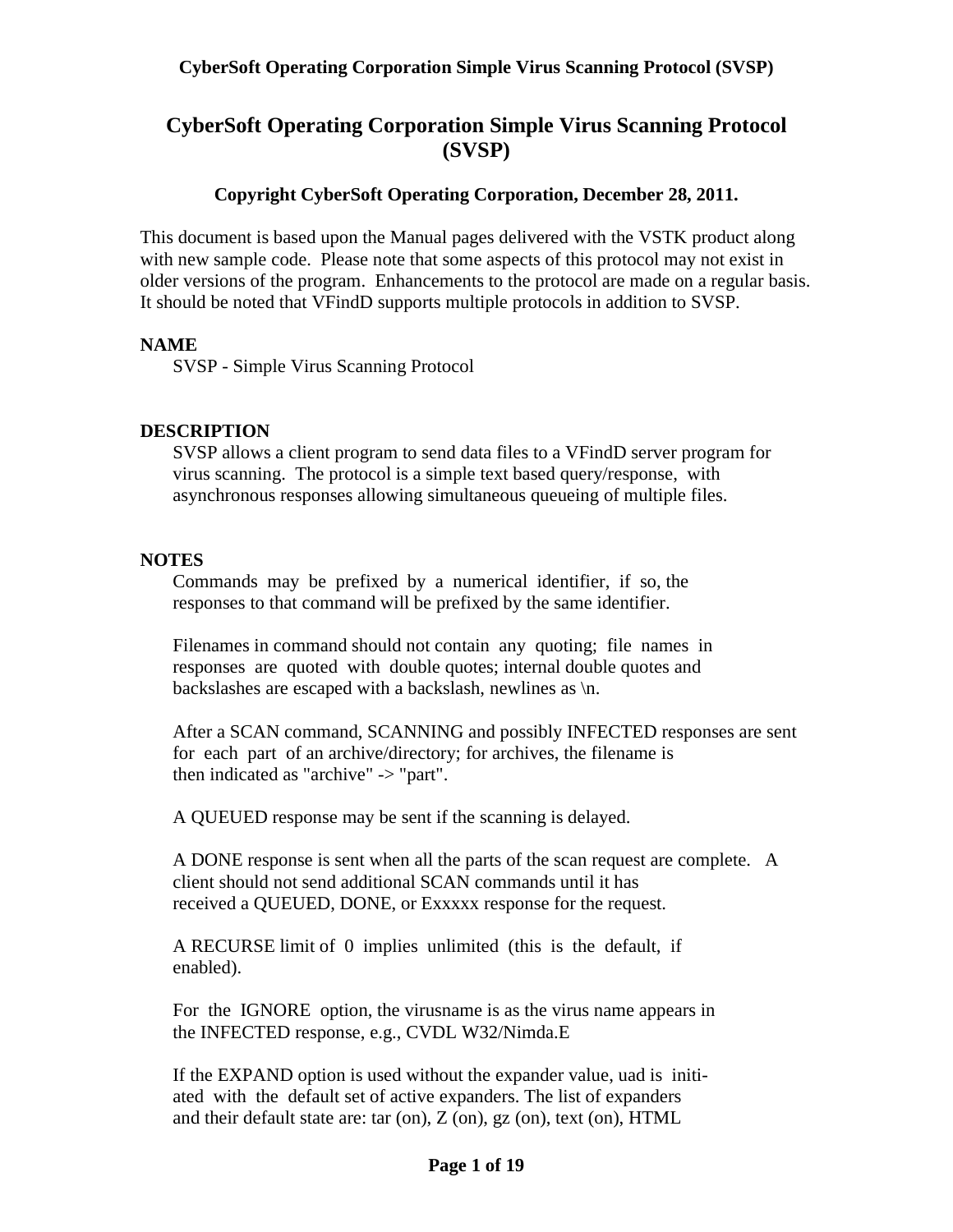# CyberSoft Operating Corporation Simple Virus Scanning Protocol (SVSP)

**Copyright CyberSoft Operating Corporation, December 28, 2011.**

This document is based upon the Manual pages delivered with the VSTK product along with new sample code. Please note that some aspects of this protocol may not exist in older versions of the program. Enhancements to the protocol are made on a regular basis. It should be noted that VFindD supports multiple protocols in addition to SVSP.

## NAME

SVSP - Simple Virus Scanning Protocol

## DESCRIPTION

SVSP allows a client program to send data files to a VFindD server program for virus scanning. The protocol is a simple text based query/response, with asynchronous responses allowing simultaneous queueing of multiple files.

## NOTES

Commands may be prefixed by a numerical identifier, if so, the responses to that command will be prefixed by the same identifier.

Filenames in command should not contain any quoting; file names in responses are quoted with double quotes; internal double quotes and backslashes are escaped with a backslash, newlines as \n.

After a SCAN command, SCANNING and possibly INFECTED responses are sent for each part of an archive/directory; for archives, the filename is then indicated as "archive" -> "part".

A QUEUED response may be sent if the scanning is delayed.

A DONE response is sent when all the parts of the scan request are complete. A client should not send additional SCAN commands until it has received a QUEUED, DONE, or Exxxxx response for the request.

A RECURSE limit of 0 implies unlimited (this is the default, if enabled).

For the IGNORE option, the virusname is as the virus name appears in the INFECTED response, e.g., CVDL W32/Nimda.E

If the EXPAND option is used without the expander value, uad is initiated with the default set of active expanders. The list of expanders and their default state are: tar (on), Z (on), gz (on), text (on), HTML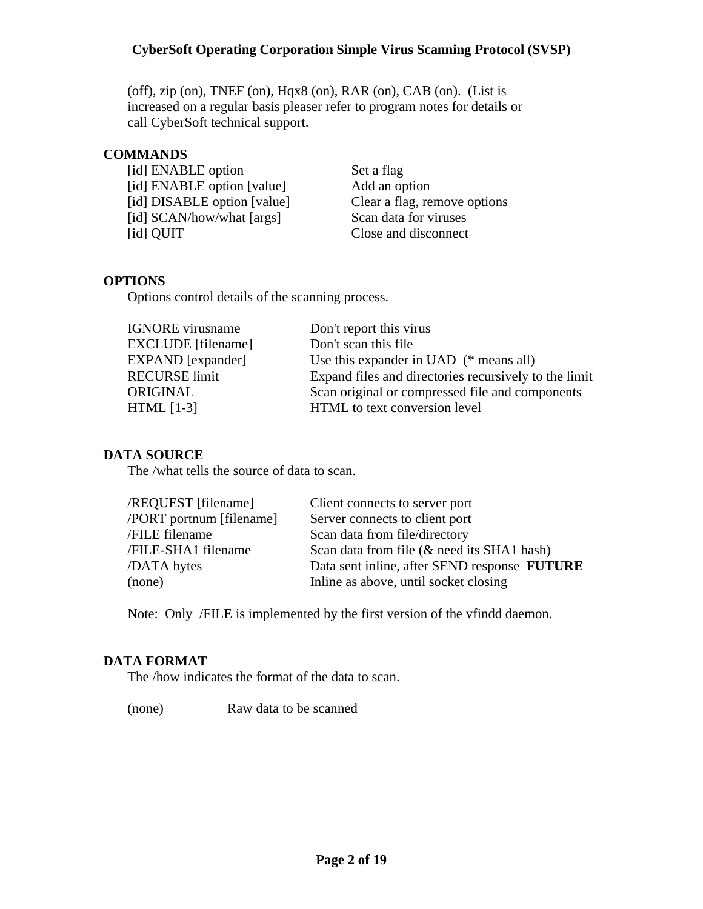(off), zip (on), TNEF (on), Hqx8 (on), RAR (on), CAB (on). (List is increased on a regular basis pleaser refer to program notes for details or call CyberSoft technical support.

## COMMANDS

| | |
|---|---|
| [id] ENABLE option | Set a flag |
| [id] ENABLE option [value] | Add an option |
| [id] DISABLE option [value] | Clear a flag, remove options |
| [id] SCAN/how/what [args] | Scan data for viruses |
| [id] QUIT | Close and disconnect |

## OPTIONS

Options control details of the scanning process.

| | |
|---|---|
| IGNORE virusname | Don't report this virus |
| EXCLUDE [filename] | Don't scan this file |
| EXPAND [expander] | Use this expander in UAD (* means all) |
| RECURSE limit | Expand files and directories recursively to the limit |
| ORIGINAL | Scan original or compressed file and components |
| HTML [1-3] | HTML to text conversion level |

## DATA SOURCE

The /what tells the source of data to scan.

| | |
|---|---|
| /REQUEST [filename] | Client connects to server port |
| /PORT portnum [filename] | Server connects to client port |
| /FILE filename | Scan data from file/directory |
| /FILE-SHA1 filename | Scan data from file (& need its SHA1 hash) |
| /DATA bytes | Data sent inline, after SEND response **FUTURE** |
| (none) | Inline as above, until socket closing |

Note: Only /FILE is implemented by the first version of the vfindd daemon.

## DATA FORMAT

The /how indicates the format of the data to scan.

| | |
|---|---|
| (none) | Raw data to be scanned |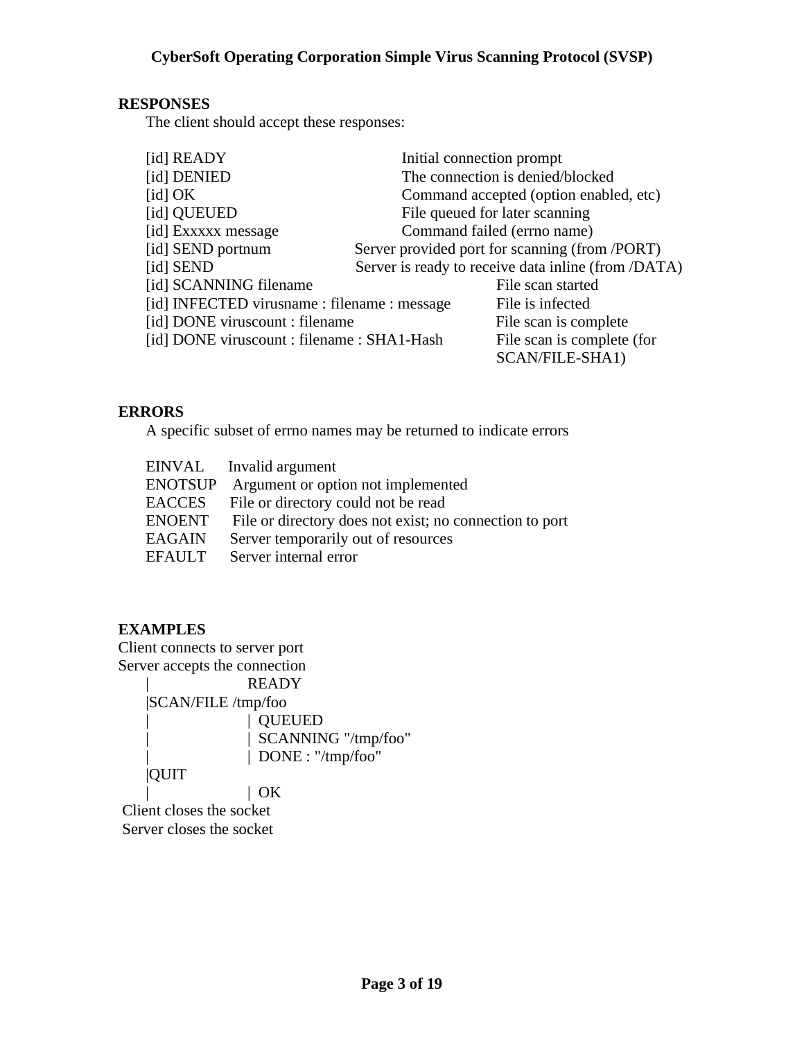## RESPONSES

The client should accept these responses:

| Response | Description |
| --- | --- |
| [id] READY | Initial connection prompt |
| [id] DENIED | The connection is denied/blocked |
| [id] OK | Command accepted (option enabled, etc) |
| [id] QUEUED | File queued for later scanning |
| [id] Exxxxx message | Command failed (errno name) |
| [id] SEND portnum | Server provided port for scanning (from /PORT) |
| [id] SEND | Server is ready to receive data inline (from /DATA) |
| [id] SCANNING filename | File scan started |
| [id] INFECTED virusname : filename : message | File is infected |
| [id] DONE viruscount : filename | File scan is complete |
| [id] DONE viruscount : filename : SHA1-Hash | File scan is complete (for SCAN/FILE-SHA1) |

## ERRORS

A specific subset of errno names may be returned to indicate errors

| Error | Description |
| --- | --- |
| EINVAL | Invalid argument |
| ENOTSUP | Argument or option not implemented |
| EACCES | File or directory could not be read |
| ENOENT | File or directory does not exist; no connection to port |
| EAGAIN | Server temporarily out of resources |
| EFAULT | Server internal error |

## EXAMPLES

Client connects to server port
Server accepts the connection

```
|                  READY
|SCAN/FILE /tmp/foo
|                  | QUEUED
|                  | SCANNING "/tmp/foo"
|                  | DONE : "/tmp/foo"
|QUIT
|                  | OK
```

Client closes the socket
Server closes the socket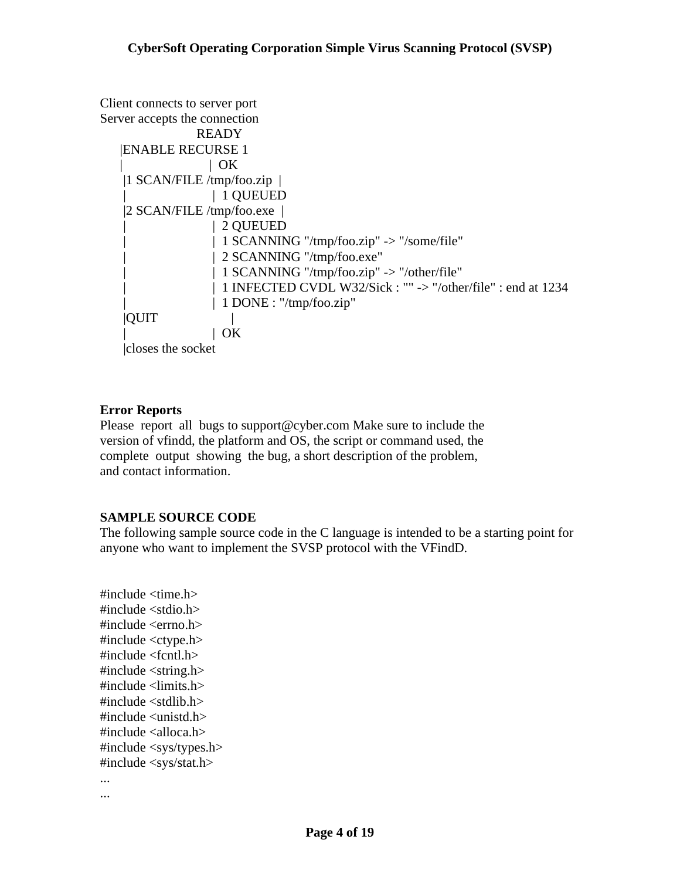Client connects to server port
Server accepts the connection

```
                    READY
    |ENABLE RECURSE 1
    |                   |  OK
    |1 SCAN/FILE /tmp/foo.zip  |
    |                   |  1 QUEUED
    |2 SCAN/FILE /tmp/foo.exe  |
    |                   |  2 QUEUED
    |                   |  1 SCANNING "/tmp/foo.zip" -> "/some/file"
    |                   |  2 SCANNING "/tmp/foo.exe"
    |                   |  1 SCANNING "/tmp/foo.zip" -> "/other/file"
    |                   |  1 INFECTED CVDL W32/Sick : "" -> "/other/file" : end at 1234
    |                   |  1 DONE : "/tmp/foo.zip"
    |QUIT               |
    |                   |  OK
    |closes the socket
```

**Error Reports**

Please report all bugs to support@cyber.com Make sure to include the version of vfindd, the platform and OS, the script or command used, the complete output showing the bug, a short description of the problem, and contact information.

**SAMPLE SOURCE CODE**

The following sample source code in the C language is intended to be a starting point for anyone who want to implement the SVSP protocol with the VFindD.

```c
#include <time.h>
#include <stdio.h>
#include <errno.h>
#include <ctype.h>
#include <fcntl.h>
#include <string.h>
#include <limits.h>
#include <stdlib.h>
#include <unistd.h>
#include <alloca.h>
#include <sys/types.h>
#include <sys/stat.h>
...
...
```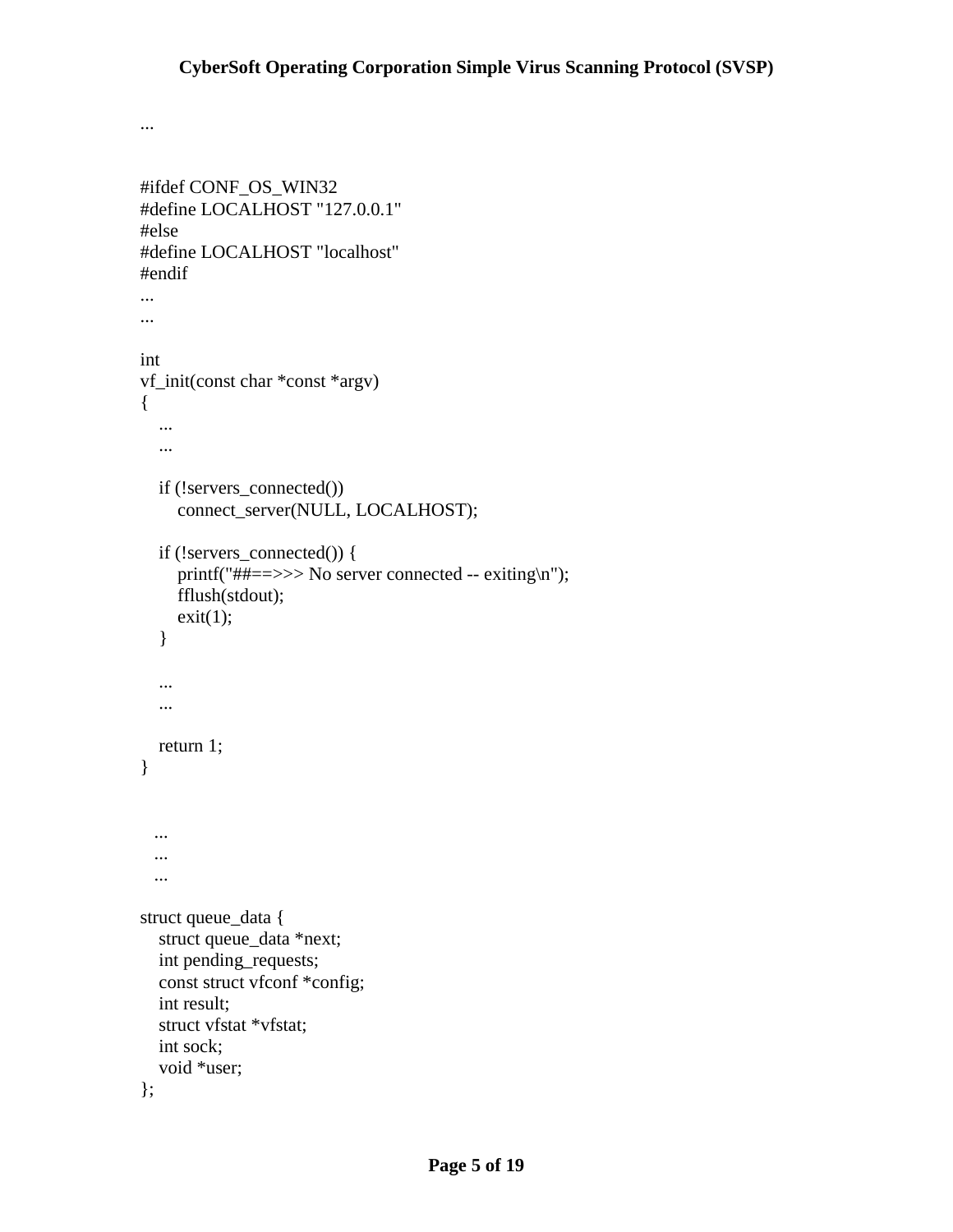```
...


#ifdef CONF_OS_WIN32
#define LOCALHOST "127.0.0.1"
#else
#define LOCALHOST "localhost"
#endif
...
...

int
vf_init(const char *const *argv)
{
    ...
    ...

    if (!servers_connected())
        connect_server(NULL, LOCALHOST);

    if (!servers_connected()) {
        printf("##==>>> No server connected -- exiting\n");
        fflush(stdout);
        exit(1);
    }

    ...
    ...

    return 1;
}


   ...
   ...
   ...

struct queue_data {
    struct queue_data *next;
    int pending_requests;
    const struct vfconf *config;
    int result;
    struct vfstat *vfstat;
    int sock;
    void *user;
};
```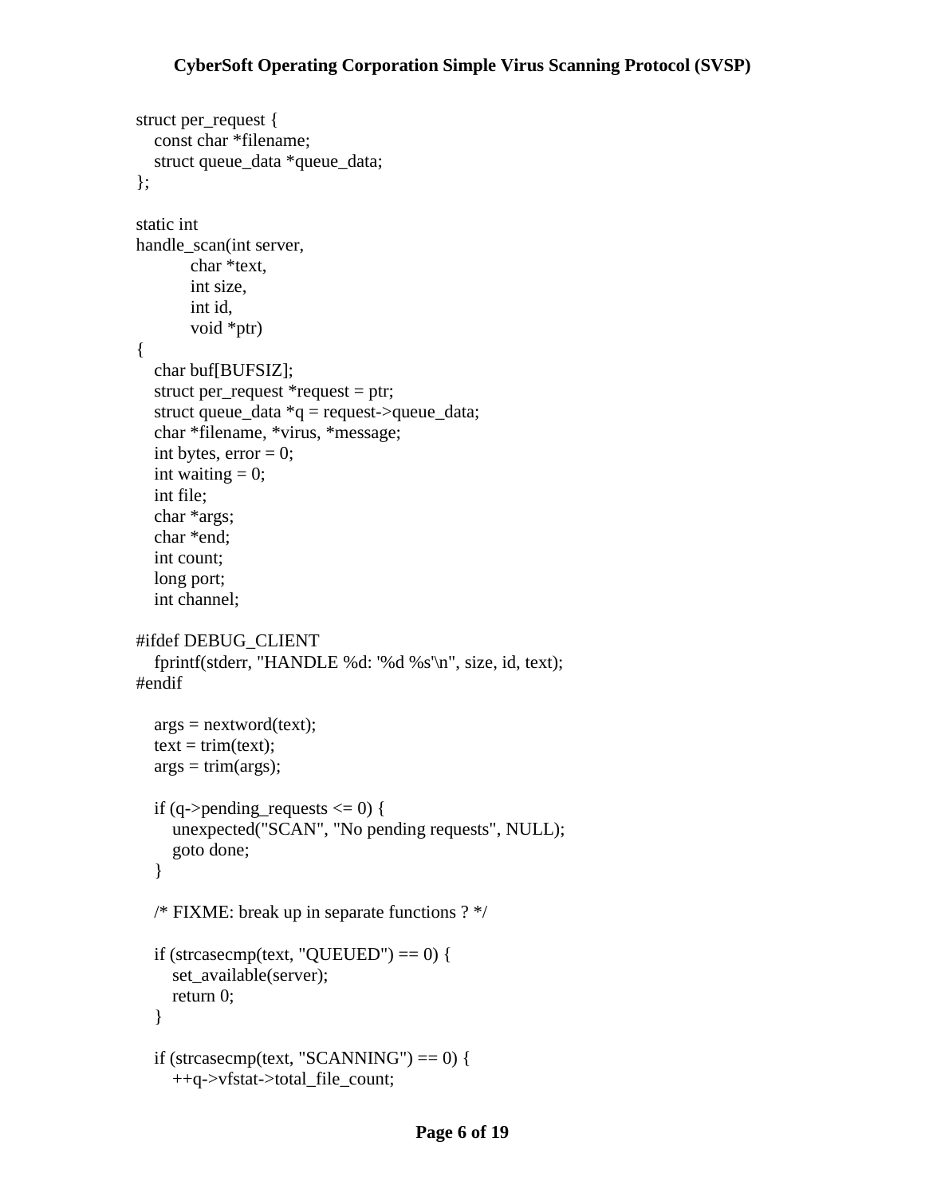```c
struct per_request {
    const char *filename;
    struct queue_data *queue_data;
};

static int
handle_scan(int server,
            char *text,
            int size,
            int id,
            void *ptr)
{
    char buf[BUFSIZ];
    struct per_request *request = ptr;
    struct queue_data *q = request->queue_data;
    char *filename, *virus, *message;
    int bytes, error = 0;
    int waiting = 0;
    int file;
    char *args;
    char *end;
    int count;
    long port;
    int channel;

#ifdef DEBUG_CLIENT
    fprintf(stderr, "HANDLE %d: '%d %s'\n", size, id, text);
#endif

    args = nextword(text);
    text = trim(text);
    args = trim(args);

    if (q->pending_requests <= 0) {
        unexpected("SCAN", "No pending requests", NULL);
        goto done;
    }

    /* FIXME: break up in separate functions ? */

    if (strcasecmp(text, "QUEUED") == 0) {
        set_available(server);
        return 0;
    }

    if (strcasecmp(text, "SCANNING") == 0) {
        ++q->vfstat->total_file_count;
```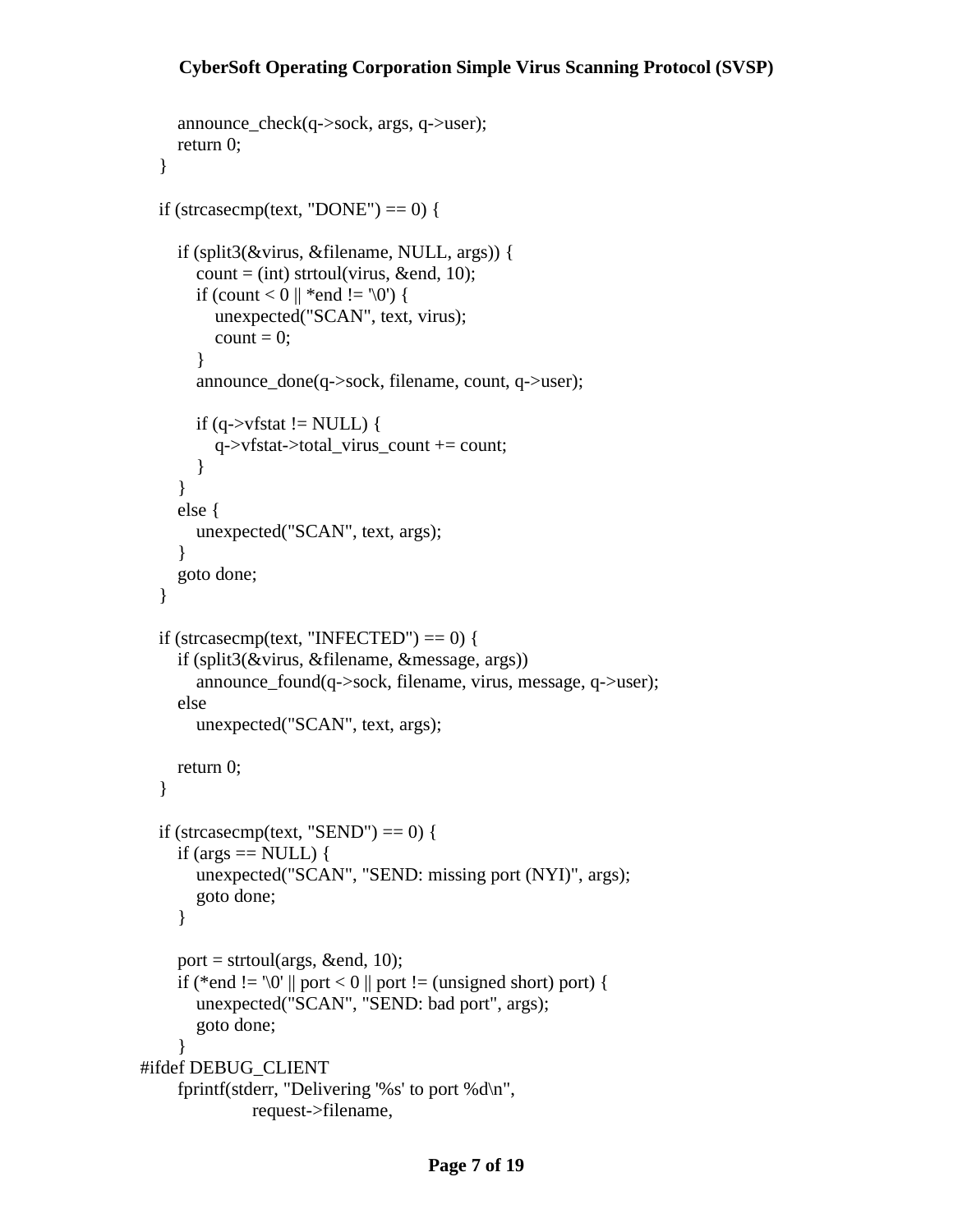```
        announce_check(q->sock, args, q->user);
        return 0;
    }

    if (strcasecmp(text, "DONE") == 0) {

        if (split3(&virus, &filename, NULL, args)) {
            count = (int) strtoul(virus, &end, 10);
            if (count < 0 || *end != '\0') {
                unexpected("SCAN", text, virus);
                count = 0;
            }
            announce_done(q->sock, filename, count, q->user);

            if (q->vfstat != NULL) {
                q->vfstat->total_virus_count += count;
            }
        }
        else {
            unexpected("SCAN", text, args);
        }
        goto done;
    }

    if (strcasecmp(text, "INFECTED") == 0) {
        if (split3(&virus, &filename, &message, args))
            announce_found(q->sock, filename, virus, message, q->user);
        else
            unexpected("SCAN", text, args);

        return 0;
    }

    if (strcasecmp(text, "SEND") == 0) {
        if (args == NULL) {
            unexpected("SCAN", "SEND: missing port (NYI)", args);
            goto done;
        }

        port = strtoul(args, &end, 10);
        if (*end != '\0' || port < 0 || port != (unsigned short) port) {
            unexpected("SCAN", "SEND: bad port", args);
            goto done;
        }
#ifdef DEBUG_CLIENT
        fprintf(stderr, "Delivering '%s' to port %d\n",
                    request->filename,
```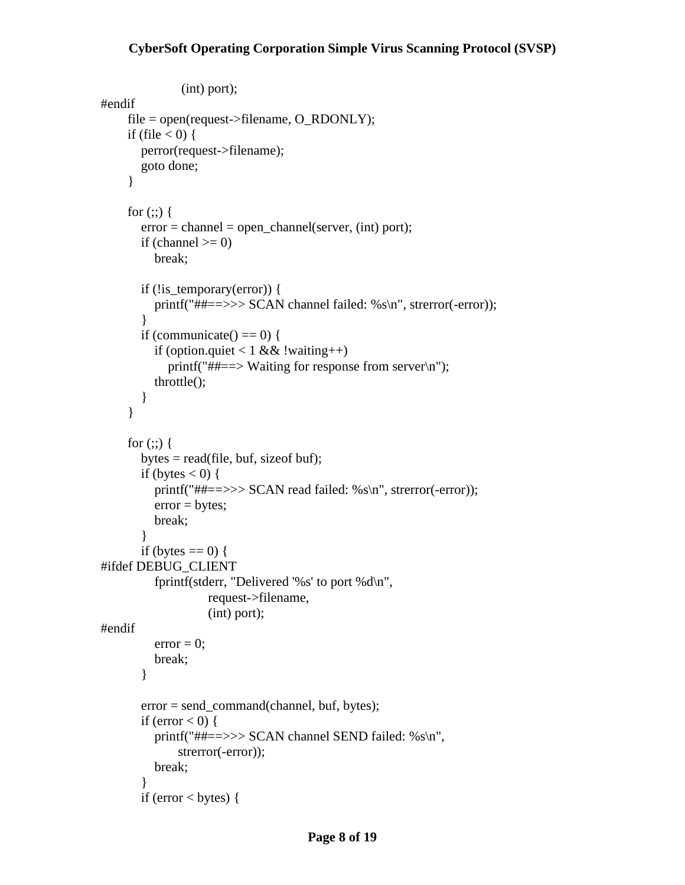```
                (int) port);
#endif
    file = open(request->filename, O_RDONLY);
    if (file < 0) {
        perror(request->filename);
        goto done;
    }

    for (;;) {
        error = channel = open_channel(server, (int) port);
        if (channel >= 0)
            break;

        if (!is_temporary(error)) {
            printf("##==>>> SCAN channel failed: %s\n", strerror(-error));
        }
        if (communicate() == 0) {
            if (option.quiet < 1 && !waiting++)
                printf("##==> Waiting for response from server\n");
            throttle();
        }
    }

    for (;;) {
        bytes = read(file, buf, sizeof buf);
        if (bytes < 0) {
            printf("##==>>> SCAN read failed: %s\n", strerror(-error));
            error = bytes;
            break;
        }
        if (bytes == 0) {
#ifdef DEBUG_CLIENT
            fprintf(stderr, "Delivered '%s' to port %d\n",
                        request->filename,
                        (int) port);
#endif
            error = 0;
            break;
        }

        error = send_command(channel, buf, bytes);
        if (error < 0) {
            printf("##==>>> SCAN channel SEND failed: %s\n",
                  strerror(-error));
            break;
        }
        if (error < bytes) {
```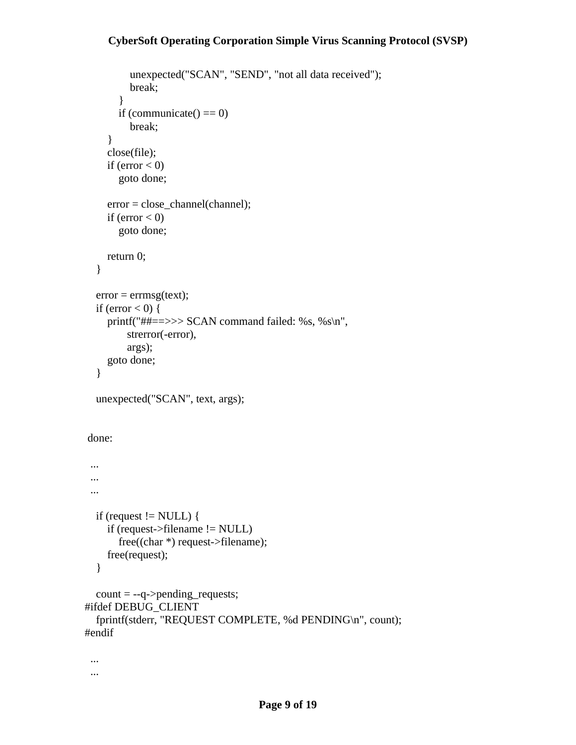```
            unexpected("SCAN", "SEND", "not all data received");
            break;
        }
        if (communicate() == 0)
            break;
    }
    close(file);
    if (error < 0)
        goto done;

    error = close_channel(channel);
    if (error < 0)
        goto done;

    return 0;
  }

  error = errmsg(text);
  if (error < 0) {
      printf("##==>>> SCAN command failed: %s, %s\n",
             strerror(-error),
             args);
      goto done;
  }

  unexpected("SCAN", text, args);


done:

 ...
 ...
 ...

  if (request != NULL) {
      if (request->filename != NULL)
          free((char *) request->filename);
      free(request);
  }

  count = --q->pending_requests;
#ifdef DEBUG_CLIENT
  fprintf(stderr, "REQUEST COMPLETE, %d PENDING\n", count);
#endif

 ...
 ...
```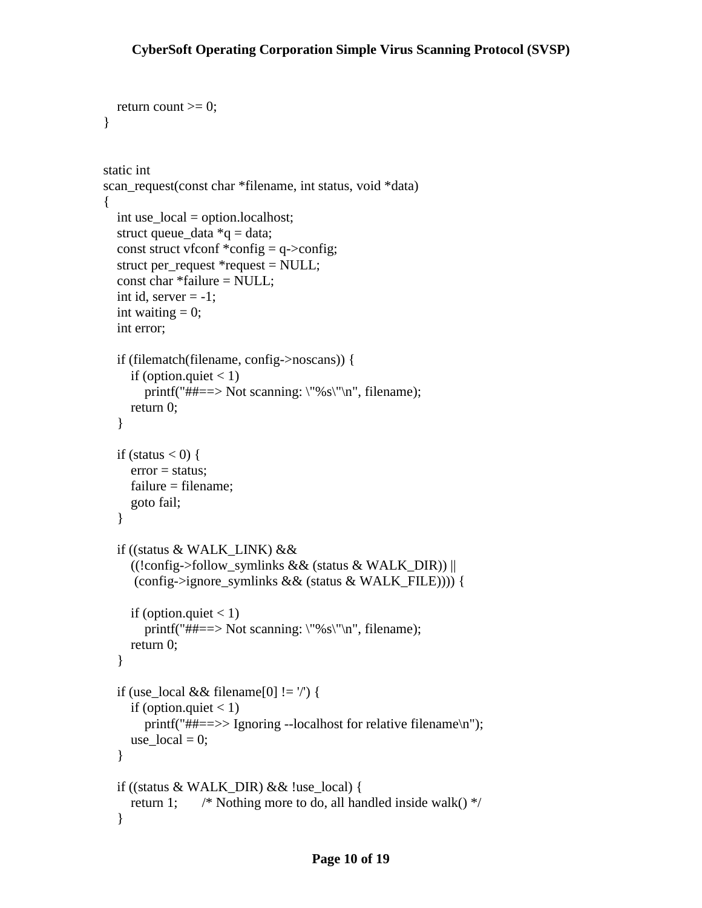```
    return count >= 0;
}


static int
scan_request(const char *filename, int status, void *data)
{
    int use_local = option.localhost;
    struct queue_data *q = data;
    const struct vfconf *config = q->config;
    struct per_request *request = NULL;
    const char *failure = NULL;
    int id, server = -1;
    int waiting = 0;
    int error;

    if (filematch(filename, config->noscans)) {
        if (option.quiet < 1)
            printf("##==> Not scanning: \"%s\"\n", filename);
        return 0;
    }

    if (status < 0) {
        error = status;
        failure = filename;
        goto fail;
    }

    if ((status & WALK_LINK) &&
        ((!config->follow_symlinks && (status & WALK_DIR)) ||
         (config->ignore_symlinks && (status & WALK_FILE)))) {

        if (option.quiet < 1)
            printf("##==> Not scanning: \"%s\"\n", filename);
        return 0;
    }

    if (use_local && filename[0] != '/') {
        if (option.quiet < 1)
            printf("##==>> Ignoring --localhost for relative filename\n");
        use_local = 0;
    }

    if ((status & WALK_DIR) && !use_local) {
        return 1;       /* Nothing more to do, all handled inside walk() */
    }
```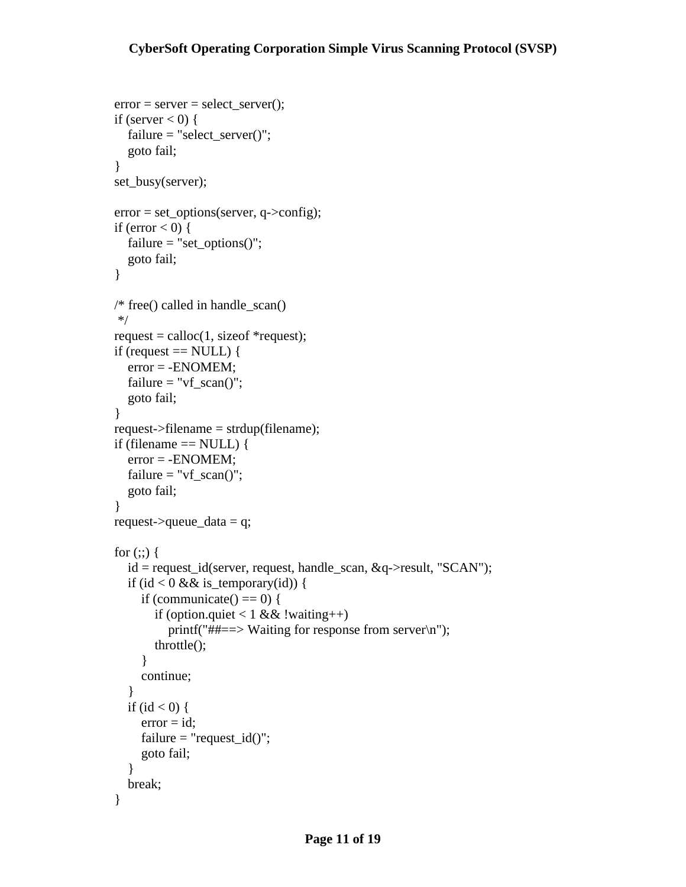```
error = server = select_server();
if (server < 0) {
    failure = "select_server()";
    goto fail;
}
set_busy(server);

error = set_options(server, q->config);
if (error < 0) {
    failure = "set_options()";
    goto fail;
}

/* free() called in handle_scan()
 */
request = calloc(1, sizeof *request);
if (request == NULL) {
    error = -ENOMEM;
    failure = "vf_scan()";
    goto fail;
}
request->filename = strdup(filename);
if (filename == NULL) {
    error = -ENOMEM;
    failure = "vf_scan()";
    goto fail;
}
request->queue_data = q;

for (;;) {
    id = request_id(server, request, handle_scan, &q->result, "SCAN");
    if (id < 0 && is_temporary(id)) {
        if (communicate() == 0) {
            if (option.quiet < 1 && !waiting++)
                printf("##==> Waiting for response from server\n");
            throttle();
        }
        continue;
    }
    if (id < 0) {
        error = id;
        failure = "request_id()";
        goto fail;
    }
    break;
}
```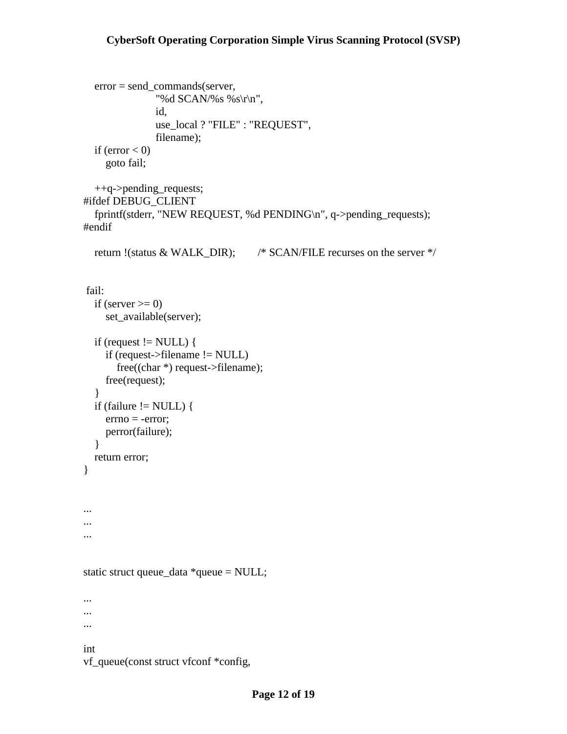```
    error = send_commands(server,
                          "%d SCAN/%s %s\r\n",
                          id,
                          use_local ? "FILE" : "REQUEST",
                          filename);
    if (error < 0)
        goto fail;

    ++q->pending_requests;
#ifdef DEBUG_CLIENT
    fprintf(stderr, "NEW REQUEST, %d PENDING\n", q->pending_requests);
#endif

    return !(status & WALK_DIR);        /* SCAN/FILE recurses on the server */


 fail:
    if (server >= 0)
        set_available(server);

    if (request != NULL) {
        if (request->filename != NULL)
            free((char *) request->filename);
        free(request);
    }
    if (failure != NULL) {
        errno = -error;
        perror(failure);
    }
    return error;
}


...
...
...


static struct queue_data *queue = NULL;

...
...
...

int
vf_queue(const struct vfconf *config,
```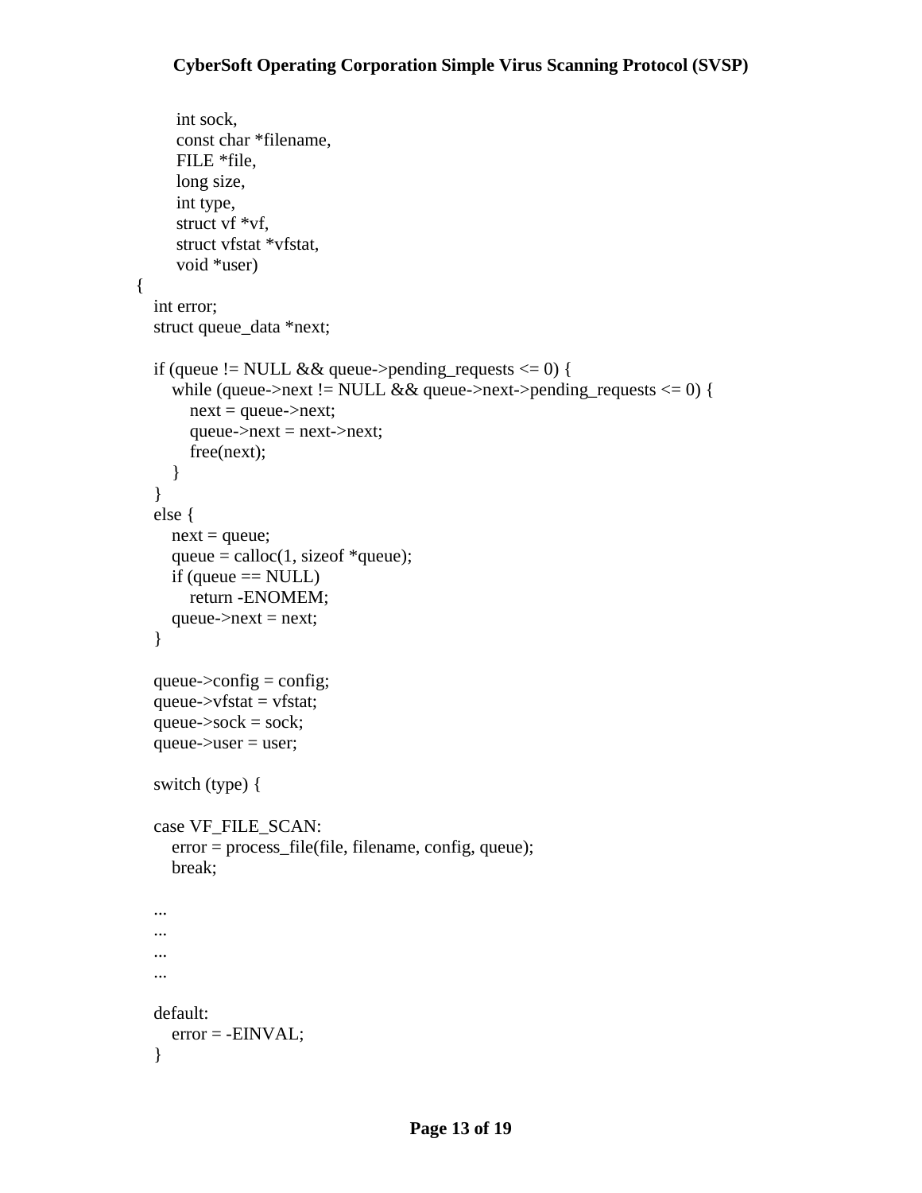```
        int sock,
        const char *filename,
        FILE *file,
        long size,
        int type,
        struct vf *vf,
        struct vfstat *vfstat,
        void *user)
{
    int error;
    struct queue_data *next;

    if (queue != NULL && queue->pending_requests <= 0) {
        while (queue->next != NULL && queue->next->pending_requests <= 0) {
            next = queue->next;
            queue->next = next->next;
            free(next);
        }
    }
    else {
        next = queue;
        queue = calloc(1, sizeof *queue);
        if (queue == NULL)
            return -ENOMEM;
        queue->next = next;
    }

    queue->config = config;
    queue->vfstat = vfstat;
    queue->sock = sock;
    queue->user = user;

    switch (type) {

    case VF_FILE_SCAN:
        error = process_file(file, filename, config, queue);
        break;

    ...
    ...
    ...
    ...

    default:
        error = -EINVAL;
    }
```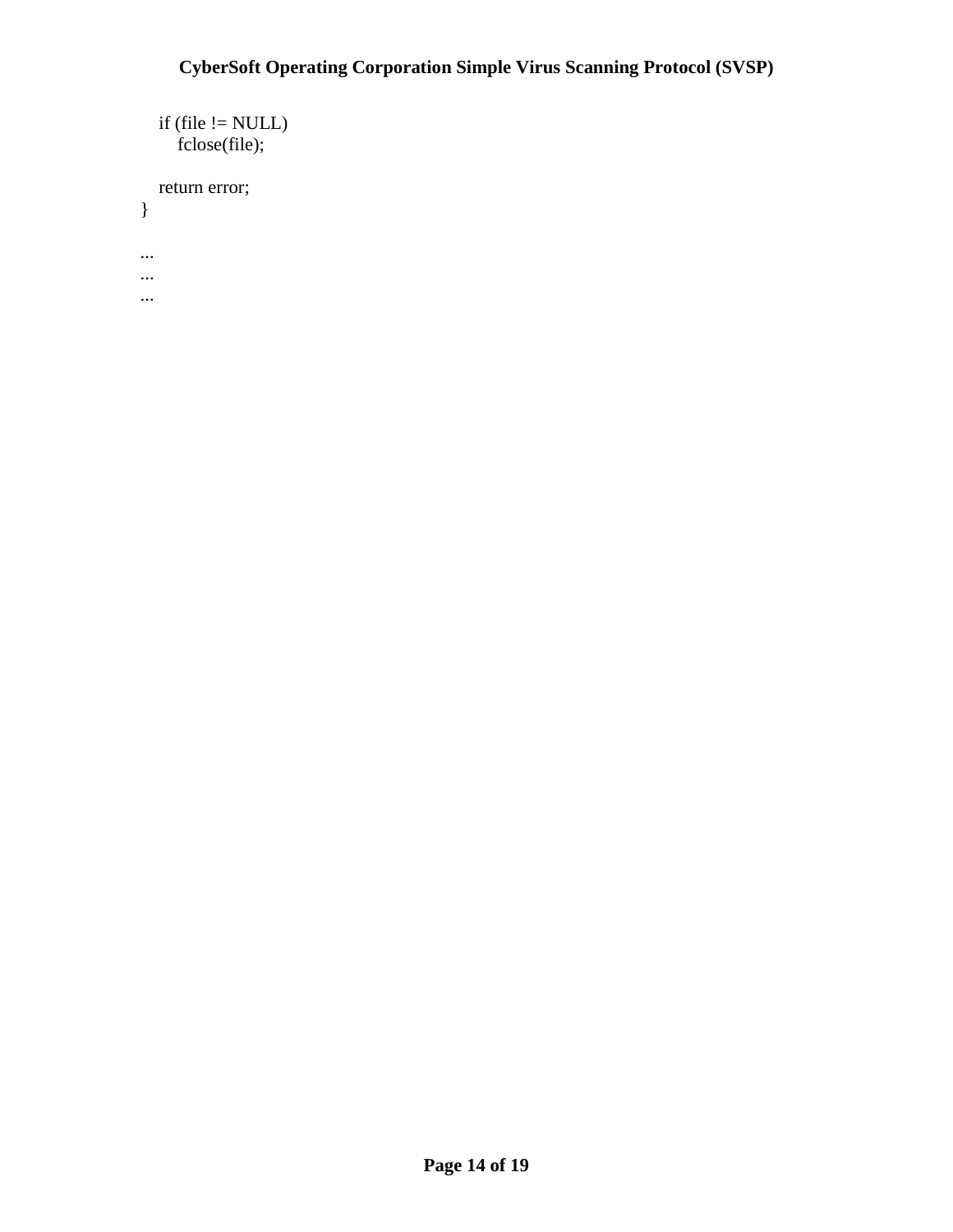```
    if (file != NULL)
        fclose(file);

    return error;
}

...
...
...
```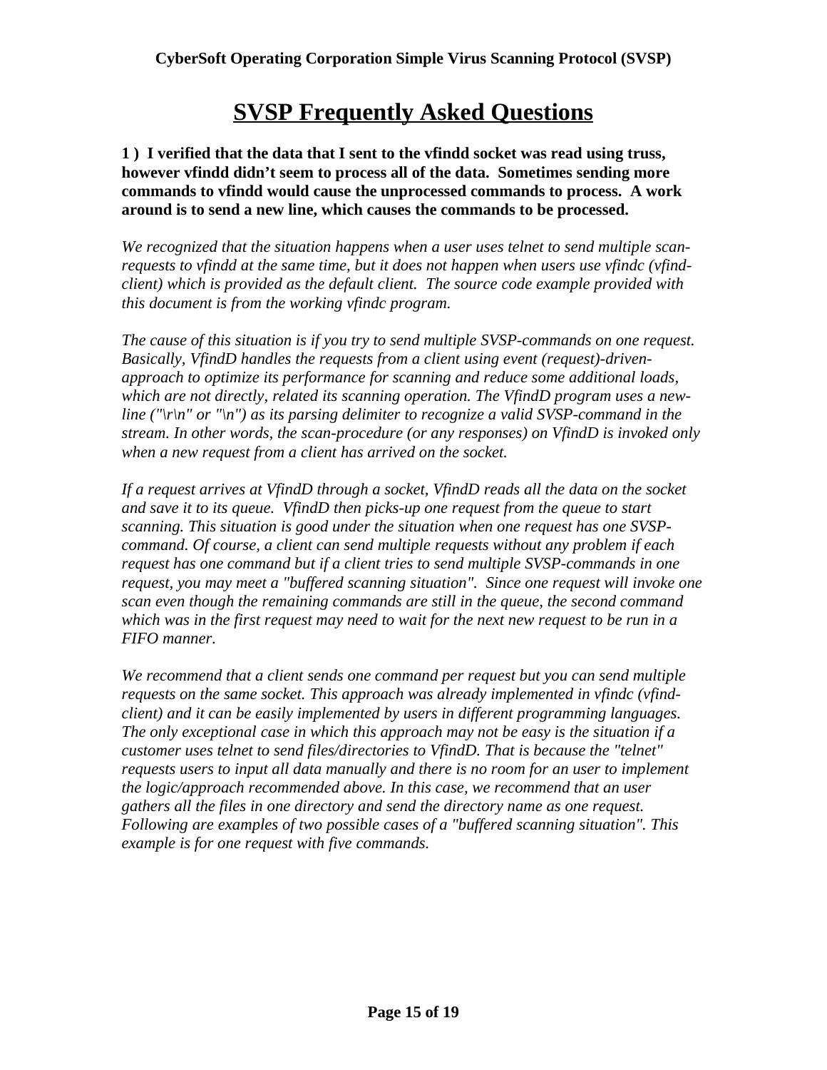# SVSP Frequently Asked Questions

**1 ) I verified that the data that I sent to the vfindd socket was read using truss, however vfindd didn't seem to process all of the data. Sometimes sending more commands to vfindd would cause the unprocessed commands to process. A work around is to send a new line, which causes the commands to be processed.**

*We recognized that the situation happens when a user uses telnet to send multiple scan-requests to vfindd at the same time, but it does not happen when users use vfindc (vfind-client) which is provided as the default client. The source code example provided with this document is from the working vfindc program.*

*The cause of this situation is if you try to send multiple SVSP-commands on one request. Basically, VfindD handles the requests from a client using event (request)-driven-approach to optimize its performance for scanning and reduce some additional loads, which are not directly, related its scanning operation. The VfindD program uses a new-line ("\r\n" or "\n") as its parsing delimiter to recognize a valid SVSP-command in the stream. In other words, the scan-procedure (or any responses) on VfindD is invoked only when a new request from a client has arrived on the socket.*

*If a request arrives at VfindD through a socket, VfindD reads all the data on the socket and save it to its queue. VfindD then picks-up one request from the queue to start scanning. This situation is good under the situation when one request has one SVSP-command. Of course, a client can send multiple requests without any problem if each request has one command but if a client tries to send multiple SVSP-commands in one request, you may meet a "buffered scanning situation". Since one request will invoke one scan even though the remaining commands are still in the queue, the second command which was in the first request may need to wait for the next new request to be run in a FIFO manner.*

*We recommend that a client sends one command per request but you can send multiple requests on the same socket. This approach was already implemented in vfindc (vfind-client) and it can be easily implemented by users in different programming languages. The only exceptional case in which this approach may not be easy is the situation if a customer uses telnet to send files/directories to VfindD. That is because the "telnet" requests users to input all data manually and there is no room for an user to implement the logic/approach recommended above. In this case, we recommend that an user gathers all the files in one directory and send the directory name as one request. Following are examples of two possible cases of a "buffered scanning situation". This example is for one request with five commands.*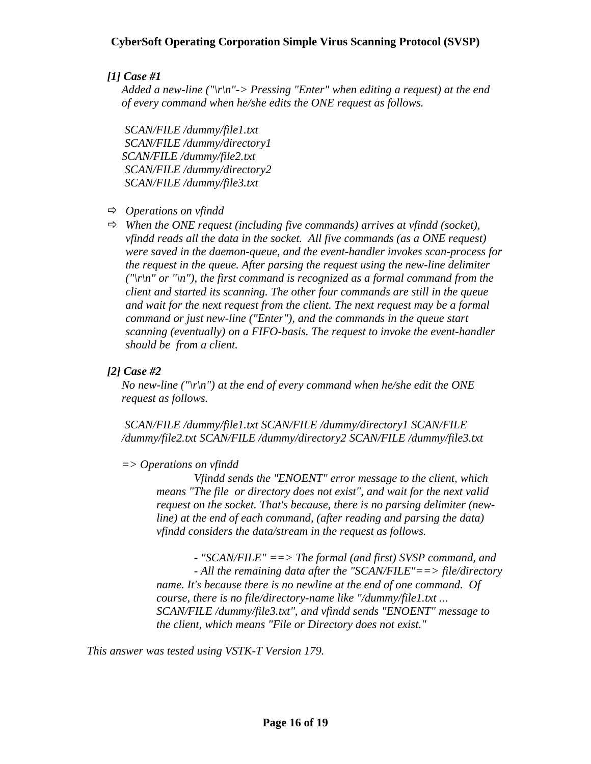*[1] **Case #1***

*Added a new-line ("\r\n"-> Pressing "Enter" when editing a request) at the end of every command when he/she edits the ONE request as follows.*

*SCAN/FILE /dummy/file1.txt*
*SCAN/FILE /dummy/directory1*
*SCAN/FILE /dummy/file2.txt*
*SCAN/FILE /dummy/directory2*
*SCAN/FILE /dummy/file3.txt*

- ⇨ *Operations on vfindd*
- ⇨ *When the ONE request (including five commands) arrives at vfindd (socket), vfindd reads all the data in the socket. All five commands (as a ONE request) were saved in the daemon-queue, and the event-handler invokes scan-process for the request in the queue. After parsing the request using the new-line delimiter ("\r\n" or "\n"), the first command is recognized as a formal command from the client and started its scanning. The other four commands are still in the queue and wait for the next request from the client. The next request may be a formal command or just new-line ("Enter"), and the commands in the queue start scanning (eventually) on a FIFO-basis. The request to invoke the event-handler should be from a client.*

*[2] **Case #2***

*No new-line ("\r\n") at the end of every command when he/she edit the ONE request as follows.*

*SCAN/FILE /dummy/file1.txt SCAN/FILE /dummy/directory1 SCAN/FILE /dummy/file2.txt SCAN/FILE /dummy/directory2 SCAN/FILE /dummy/file3.txt*

*=> Operations on vfindd*

*Vfindd sends the "ENOENT" error message to the client, which means "The file or directory does not exist", and wait for the next valid request on the socket. That's because, there is no parsing delimiter (new-line) at the end of each command, (after reading and parsing the data) vfindd considers the data/stream in the request as follows.*

*- "SCAN/FILE" ==> The formal (and first) SVSP command, and*
*- All the remaining data after the "SCAN/FILE"==> file/directory name. It's because there is no newline at the end of one command. Of course, there is no file/directory-name like "/dummy/file1.txt ... SCAN/FILE /dummy/file3.txt", and vfindd sends "ENOENT" message to the client, which means "File or Directory does not exist."*

*This answer was tested using VSTK-T Version 179.*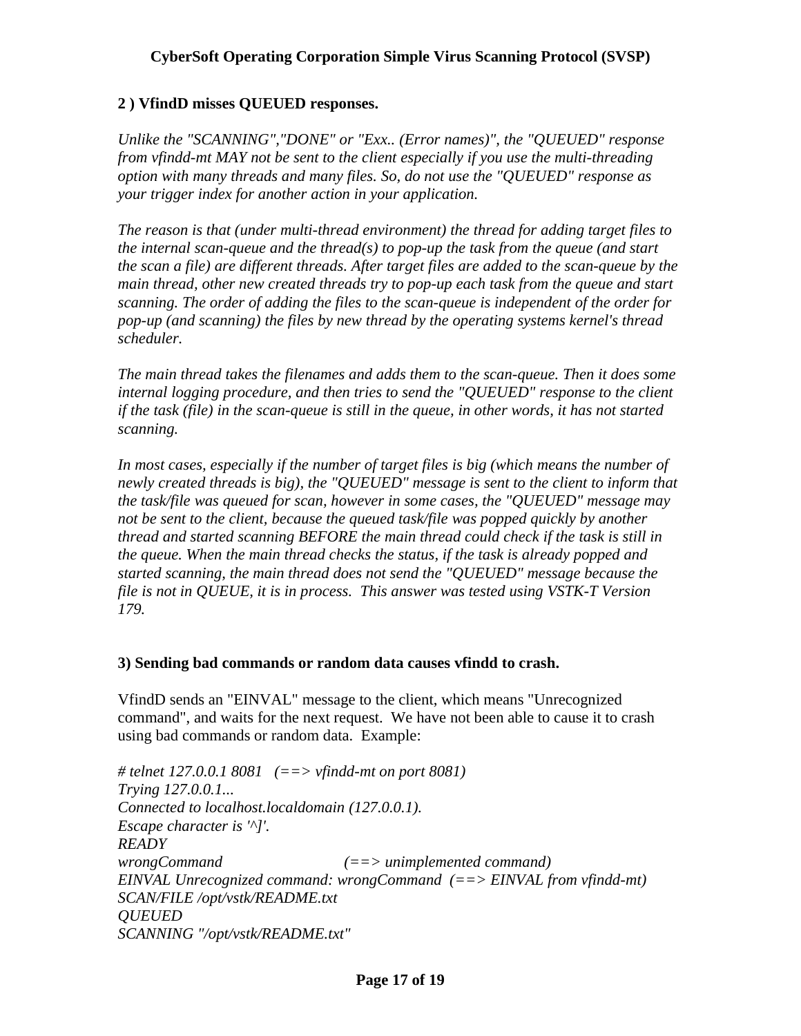### 2 ) VfindD misses QUEUED responses.

*Unlike the "SCANNING","DONE" or "Exx.. (Error names)", the "QUEUED" response from vfindd-mt MAY not be sent to the client especially if you use the multi-threading option with many threads and many files. So, do not use the "QUEUED" response as your trigger index for another action in your application.*

*The reason is that (under multi-thread environment) the thread for adding target files to the internal scan-queue and the thread(s) to pop-up the task from the queue (and start the scan a file) are different threads. After target files are added to the scan-queue by the main thread, other new created threads try to pop-up each task from the queue and start scanning. The order of adding the files to the scan-queue is independent of the order for pop-up (and scanning) the files by new thread by the operating systems kernel's thread scheduler.*

*The main thread takes the filenames and adds them to the scan-queue. Then it does some internal logging procedure, and then tries to send the "QUEUED" response to the client if the task (file) in the scan-queue is still in the queue, in other words, it has not started scanning.*

*In most cases, especially if the number of target files is big (which means the number of newly created threads is big), the "QUEUED" message is sent to the client to inform that the task/file was queued for scan, however in some cases, the "QUEUED" message may not be sent to the client, because the queued task/file was popped quickly by another thread and started scanning BEFORE the main thread could check if the task is still in the queue. When the main thread checks the status, if the task is already popped and started scanning, the main thread does not send the "QUEUED" message because the file is not in QUEUE, it is in process. This answer was tested using VSTK-T Version 179.*

### 3) Sending bad commands or random data causes vfindd to crash.

VfindD sends an "EINVAL" message to the client, which means "Unrecognized command", and waits for the next request. We have not been able to cause it to crash using bad commands or random data. Example:

```
# telnet 127.0.0.1 8081   (==> vfindd-mt on port 8081)
Trying 127.0.0.1...
Connected to localhost.localdomain (127.0.0.1).
Escape character is '^]'.
READY
wrongCommand                (==> unimplemented command)
EINVAL Unrecognized command: wrongCommand  (==> EINVAL from vfindd-mt)
SCAN/FILE /opt/vstk/README.txt
QUEUED
SCANNING "/opt/vstk/README.txt"
```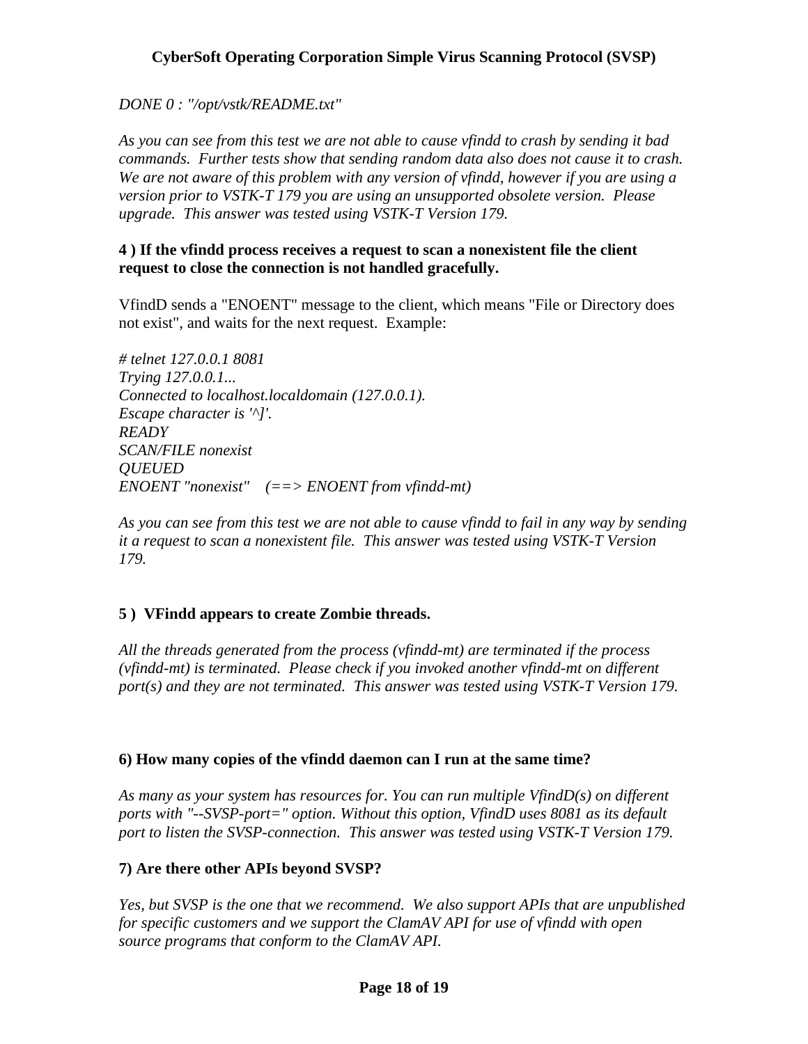*DONE 0 : "/opt/vstk/README.txt"*

*As you can see from this test we are not able to cause vfindd to crash by sending it bad commands. Further tests show that sending random data also does not cause it to crash. We are not aware of this problem with any version of vfindd, however if you are using a version prior to VSTK-T 179 you are using an unsupported obsolete version. Please upgrade. This answer was tested using VSTK-T Version 179.*

**4 ) If the vfindd process receives a request to scan a nonexistent file the client request to close the connection is not handled gracefully.**

VfindD sends a "ENOENT" message to the client, which means "File or Directory does not exist", and waits for the next request. Example:

*# telnet 127.0.0.1 8081*
*Trying 127.0.0.1...*
*Connected to localhost.localdomain (127.0.0.1).*
*Escape character is '^]'.*
*READY*
*SCAN/FILE nonexist*
*QUEUED*
*ENOENT "nonexist"    (==> ENOENT from vfindd-mt)*

*As you can see from this test we are not able to cause vfindd to fail in any way by sending it a request to scan a nonexistent file. This answer was tested using VSTK-T Version 179.*

**5 ) VFindd appears to create Zombie threads.**

*All the threads generated from the process (vfindd-mt) are terminated if the process (vfindd-mt) is terminated. Please check if you invoked another vfindd-mt on different port(s) and they are not terminated. This answer was tested using VSTK-T Version 179.*

**6) How many copies of the vfindd daemon can I run at the same time?**

*As many as your system has resources for. You can run multiple VfindD(s) on different ports with "--SVSP-port=" option. Without this option, VfindD uses 8081 as its default port to listen the SVSP-connection. This answer was tested using VSTK-T Version 179.*

**7) Are there other APIs beyond SVSP?**

*Yes, but SVSP is the one that we recommend. We also support APIs that are unpublished for specific customers and we support the ClamAV API for use of vfindd with open source programs that conform to the ClamAV API.*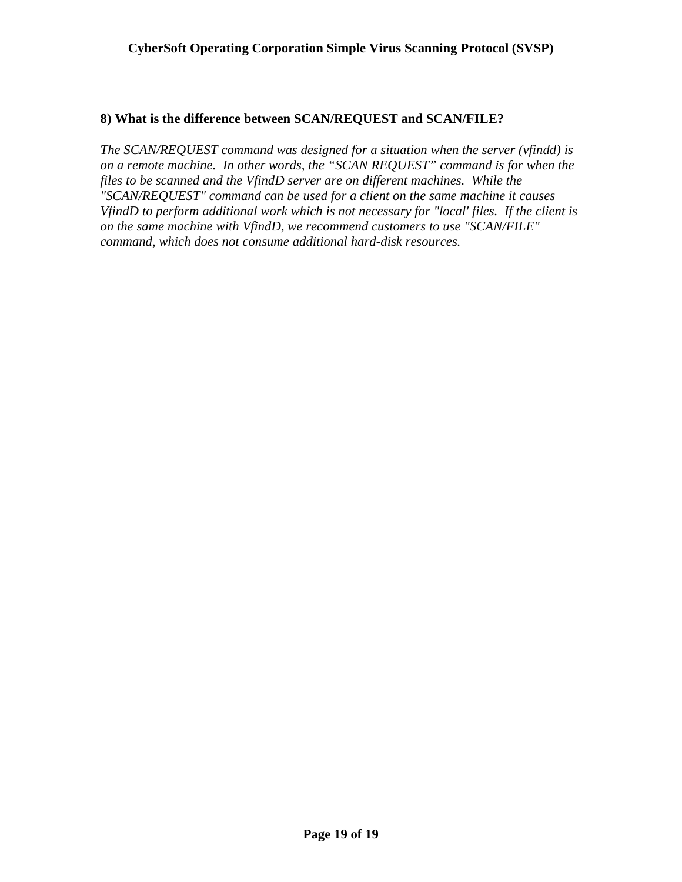### 8) What is the difference between SCAN/REQUEST and SCAN/FILE?

*The SCAN/REQUEST command was designed for a situation when the server (vfindd) is on a remote machine. In other words, the “SCAN REQUEST” command is for when the files to be scanned and the VfindD server are on different machines. While the "SCAN/REQUEST" command can be used for a client on the same machine it causes VfindD to perform additional work which is not necessary for "local' files. If the client is on the same machine with VfindD, we recommend customers to use "SCAN/FILE" command, which does not consume additional hard-disk resources.*